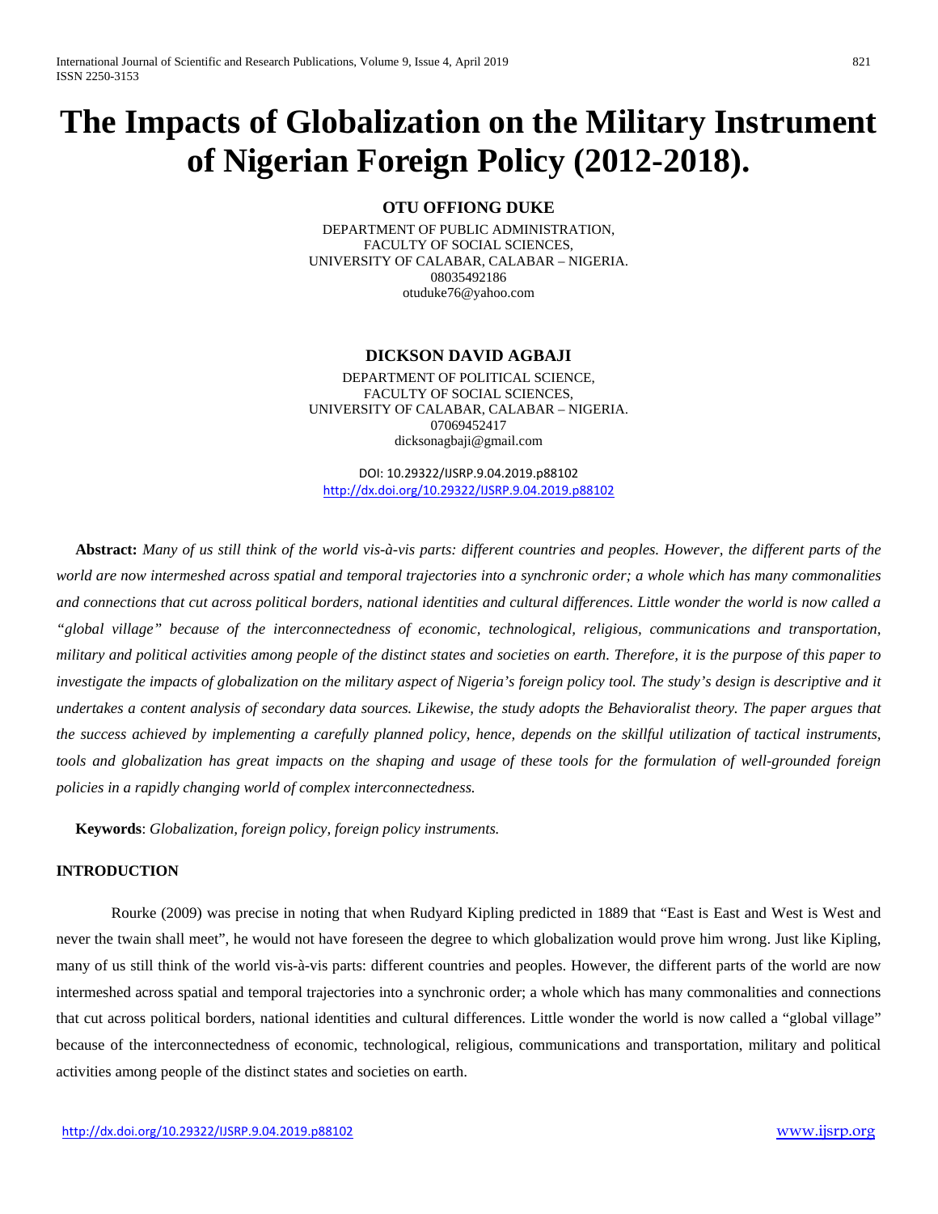# The Impacts of Globalization on the Military Instrument of Nigerian Foreign Policy (2012-2018).

**OTU OFFIONG DUKE**

DEPARTMENT OF PUBLIC ADMINISTRATION,
FACULTY OF SOCIAL SCIENCES,
UNIVERSITY OF CALABAR, CALABAR – NIGERIA.
08035492186
otuduke76@yahoo.com

**DICKSON DAVID AGBAJI**

DEPARTMENT OF POLITICAL SCIENCE,
FACULTY OF SOCIAL SCIENCES,
UNIVERSITY OF CALABAR, CALABAR – NIGERIA.
07069452417
dicksonagbaji@gmail.com

DOI: 10.29322/IJSRP.9.04.2019.p88102
http://dx.doi.org/10.29322/IJSRP.9.04.2019.p88102

**Abstract:** *Many of us still think of the world vis-à-vis parts: different countries and peoples. However, the different parts of the world are now intermeshed across spatial and temporal trajectories into a synchronic order; a whole which has many commonalities and connections that cut across political borders, national identities and cultural differences. Little wonder the world is now called a "global village" because of the interconnectedness of economic, technological, religious, communications and transportation, military and political activities among people of the distinct states and societies on earth. Therefore, it is the purpose of this paper to investigate the impacts of globalization on the military aspect of Nigeria's foreign policy tool. The study's design is descriptive and it undertakes a content analysis of secondary data sources. Likewise, the study adopts the Behavioralist theory. The paper argues that the success achieved by implementing a carefully planned policy, hence, depends on the skillful utilization of tactical instruments, tools and globalization has great impacts on the shaping and usage of these tools for the formulation of well-grounded foreign policies in a rapidly changing world of complex interconnectedness.*

**Keywords**: *Globalization, foreign policy, foreign policy instruments.*

## INTRODUCTION

Rourke (2009) was precise in noting that when Rudyard Kipling predicted in 1889 that "East is East and West is West and never the twain shall meet", he would not have foreseen the degree to which globalization would prove him wrong. Just like Kipling, many of us still think of the world vis-à-vis parts: different countries and peoples. However, the different parts of the world are now intermeshed across spatial and temporal trajectories into a synchronic order; a whole which has many commonalities and connections that cut across political borders, national identities and cultural differences. Little wonder the world is now called a "global village" because of the interconnectedness of economic, technological, religious, communications and transportation, military and political activities among people of the distinct states and societies on earth.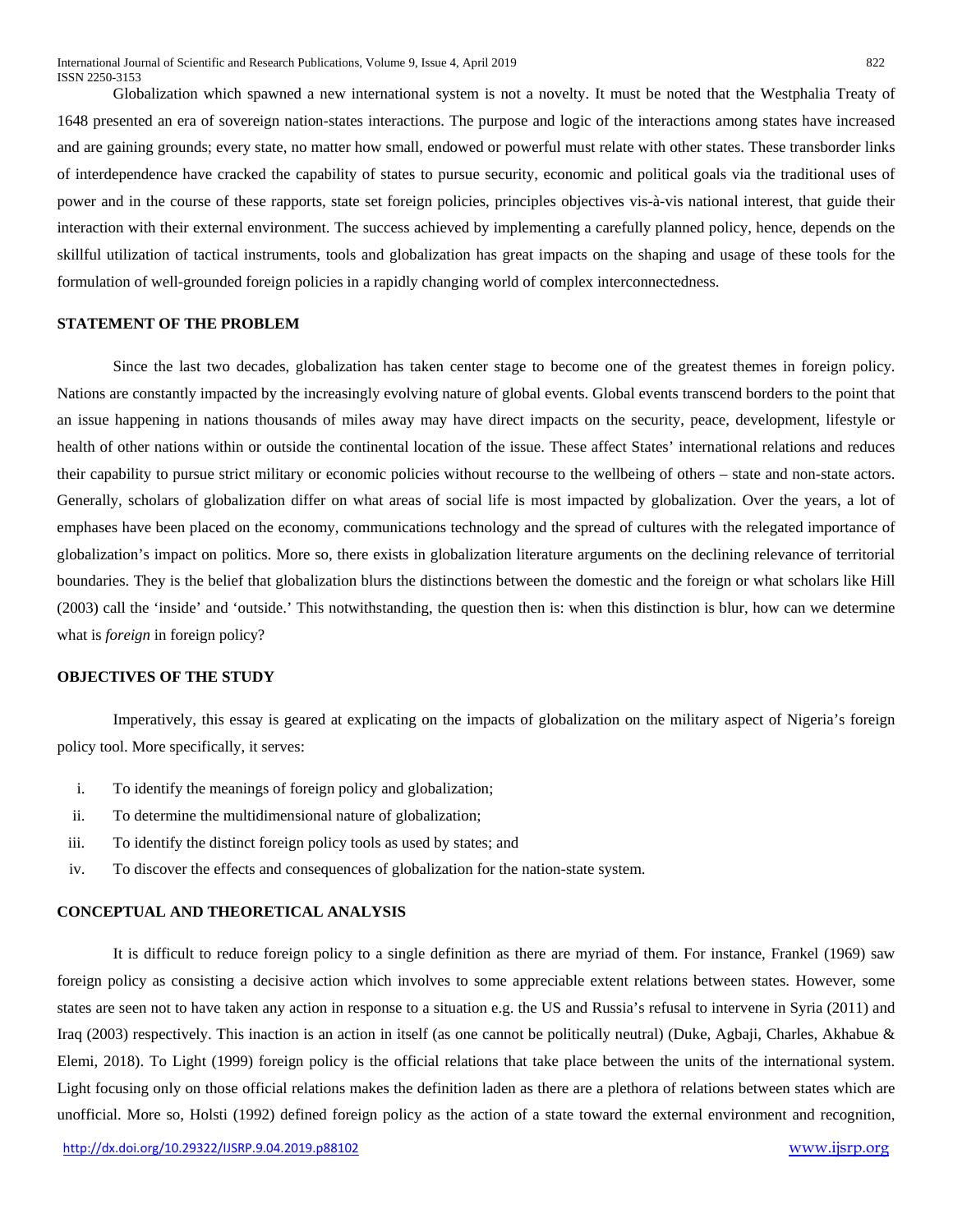Globalization which spawned a new international system is not a novelty. It must be noted that the Westphalia Treaty of 1648 presented an era of sovereign nation-states interactions. The purpose and logic of the interactions among states have increased and are gaining grounds; every state, no matter how small, endowed or powerful must relate with other states. These transborder links of interdependence have cracked the capability of states to pursue security, economic and political goals via the traditional uses of power and in the course of these rapports, state set foreign policies, principles objectives vis-à-vis national interest, that guide their interaction with their external environment. The success achieved by implementing a carefully planned policy, hence, depends on the skillful utilization of tactical instruments, tools and globalization has great impacts on the shaping and usage of these tools for the formulation of well-grounded foreign policies in a rapidly changing world of complex interconnectedness.

## STATEMENT OF THE PROBLEM

Since the last two decades, globalization has taken center stage to become one of the greatest themes in foreign policy. Nations are constantly impacted by the increasingly evolving nature of global events. Global events transcend borders to the point that an issue happening in nations thousands of miles away may have direct impacts on the security, peace, development, lifestyle or health of other nations within or outside the continental location of the issue. These affect States' international relations and reduces their capability to pursue strict military or economic policies without recourse to the wellbeing of others – state and non-state actors. Generally, scholars of globalization differ on what areas of social life is most impacted by globalization. Over the years, a lot of emphases have been placed on the economy, communications technology and the spread of cultures with the relegated importance of globalization's impact on politics. More so, there exists in globalization literature arguments on the declining relevance of territorial boundaries. They is the belief that globalization blurs the distinctions between the domestic and the foreign or what scholars like Hill (2003) call the 'inside' and 'outside.' This notwithstanding, the question then is: when this distinction is blur, how can we determine what is *foreign* in foreign policy?

## OBJECTIVES OF THE STUDY

Imperatively, this essay is geared at explicating on the impacts of globalization on the military aspect of Nigeria's foreign policy tool. More specifically, it serves:

i. To identify the meanings of foreign policy and globalization;
ii. To determine the multidimensional nature of globalization;
iii. To identify the distinct foreign policy tools as used by states; and
iv. To discover the effects and consequences of globalization for the nation-state system.

## CONCEPTUAL AND THEORETICAL ANALYSIS

It is difficult to reduce foreign policy to a single definition as there are myriad of them. For instance, Frankel (1969) saw foreign policy as consisting a decisive action which involves to some appreciable extent relations between states. However, some states are seen not to have taken any action in response to a situation e.g. the US and Russia's refusal to intervene in Syria (2011) and Iraq (2003) respectively. This inaction is an action in itself (as one cannot be politically neutral) (Duke, Agbaji, Charles, Akhabue & Elemi, 2018). To Light (1999) foreign policy is the official relations that take place between the units of the international system. Light focusing only on those official relations makes the definition laden as there are a plethora of relations between states which are unofficial. More so, Holsti (1992) defined foreign policy as the action of a state toward the external environment and recognition,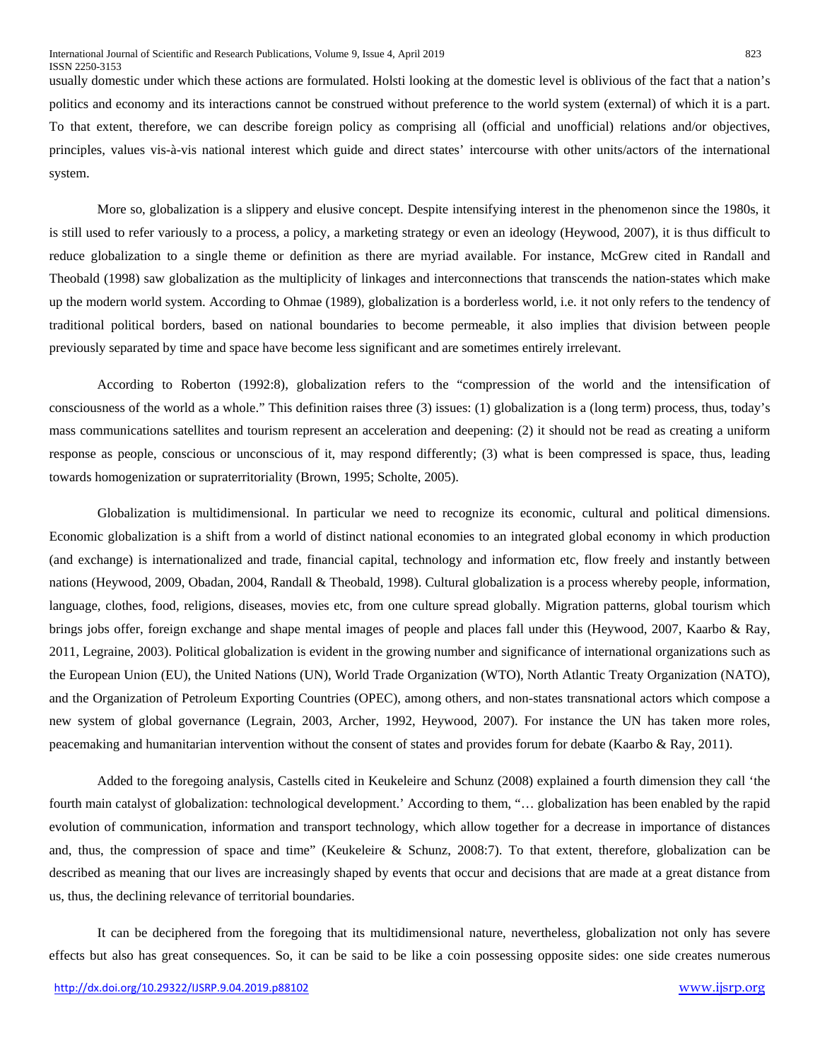usually domestic under which these actions are formulated. Holsti looking at the domestic level is oblivious of the fact that a nation's politics and economy and its interactions cannot be construed without preference to the world system (external) of which it is a part. To that extent, therefore, we can describe foreign policy as comprising all (official and unofficial) relations and/or objectives, principles, values vis-à-vis national interest which guide and direct states' intercourse with other units/actors of the international system.

More so, globalization is a slippery and elusive concept. Despite intensifying interest in the phenomenon since the 1980s, it is still used to refer variously to a process, a policy, a marketing strategy or even an ideology (Heywood, 2007), it is thus difficult to reduce globalization to a single theme or definition as there are myriad available. For instance, McGrew cited in Randall and Theobald (1998) saw globalization as the multiplicity of linkages and interconnections that transcends the nation-states which make up the modern world system. According to Ohmae (1989), globalization is a borderless world, i.e. it not only refers to the tendency of traditional political borders, based on national boundaries to become permeable, it also implies that division between people previously separated by time and space have become less significant and are sometimes entirely irrelevant.

According to Roberton (1992:8), globalization refers to the "compression of the world and the intensification of consciousness of the world as a whole." This definition raises three (3) issues: (1) globalization is a (long term) process, thus, today's mass communications satellites and tourism represent an acceleration and deepening: (2) it should not be read as creating a uniform response as people, conscious or unconscious of it, may respond differently; (3) what is been compressed is space, thus, leading towards homogenization or supraterritoriality (Brown, 1995; Scholte, 2005).

Globalization is multidimensional. In particular we need to recognize its economic, cultural and political dimensions. Economic globalization is a shift from a world of distinct national economies to an integrated global economy in which production (and exchange) is internationalized and trade, financial capital, technology and information etc, flow freely and instantly between nations (Heywood, 2009, Obadan, 2004, Randall & Theobald, 1998). Cultural globalization is a process whereby people, information, language, clothes, food, religions, diseases, movies etc, from one culture spread globally. Migration patterns, global tourism which brings jobs offer, foreign exchange and shape mental images of people and places fall under this (Heywood, 2007, Kaarbo & Ray, 2011, Legraine, 2003). Political globalization is evident in the growing number and significance of international organizations such as the European Union (EU), the United Nations (UN), World Trade Organization (WTO), North Atlantic Treaty Organization (NATO), and the Organization of Petroleum Exporting Countries (OPEC), among others, and non-states transnational actors which compose a new system of global governance (Legrain, 2003, Archer, 1992, Heywood, 2007). For instance the UN has taken more roles, peacemaking and humanitarian intervention without the consent of states and provides forum for debate (Kaarbo & Ray, 2011).

Added to the foregoing analysis, Castells cited in Keukeleire and Schunz (2008) explained a fourth dimension they call 'the fourth main catalyst of globalization: technological development.' According to them, "… globalization has been enabled by the rapid evolution of communication, information and transport technology, which allow together for a decrease in importance of distances and, thus, the compression of space and time" (Keukeleire & Schunz, 2008:7). To that extent, therefore, globalization can be described as meaning that our lives are increasingly shaped by events that occur and decisions that are made at a great distance from us, thus, the declining relevance of territorial boundaries.

It can be deciphered from the foregoing that its multidimensional nature, nevertheless, globalization not only has severe effects but also has great consequences. So, it can be said to be like a coin possessing opposite sides: one side creates numerous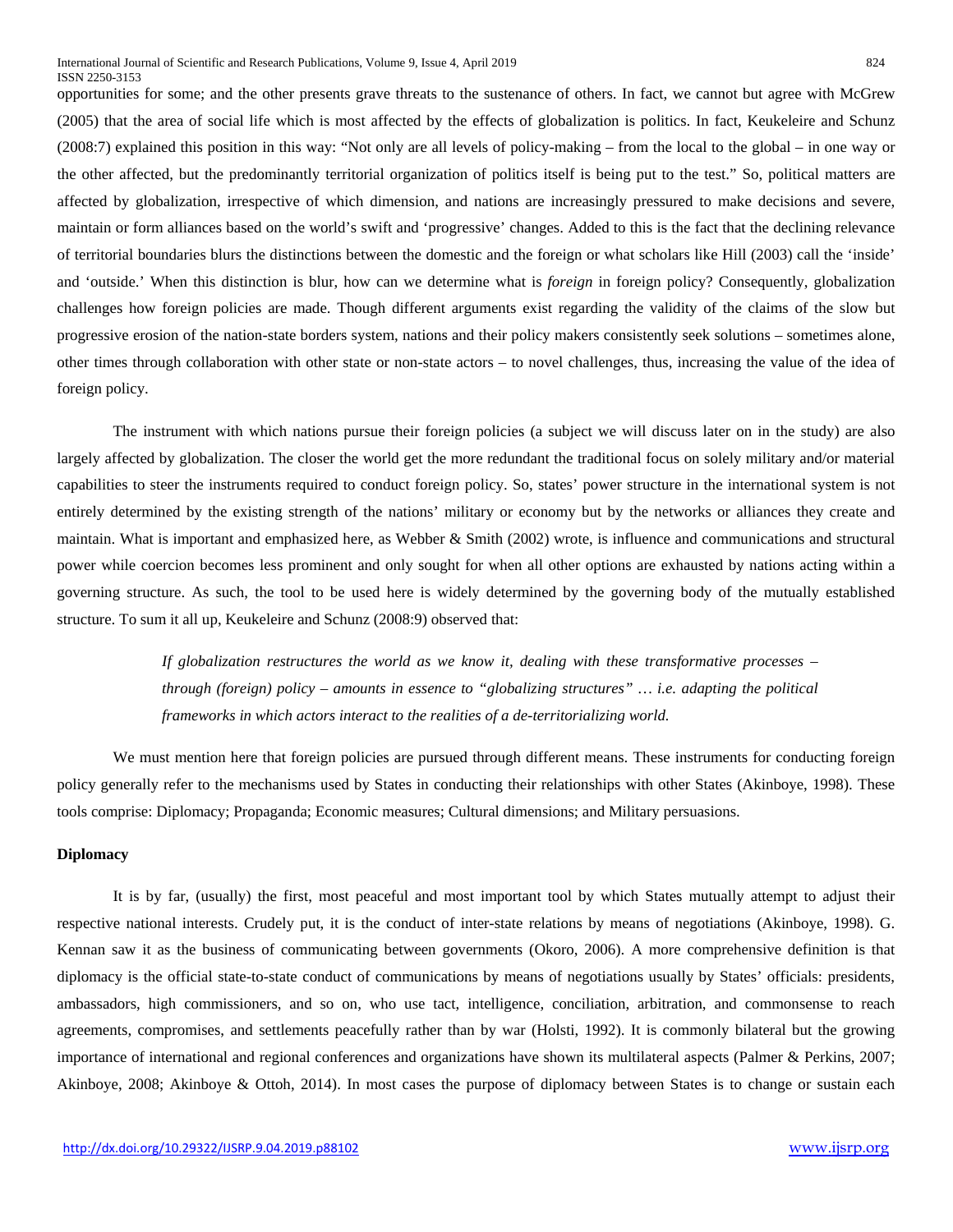opportunities for some; and the other presents grave threats to the sustenance of others. In fact, we cannot but agree with McGrew (2005) that the area of social life which is most affected by the effects of globalization is politics. In fact, Keukeleire and Schunz (2008:7) explained this position in this way: "Not only are all levels of policy-making – from the local to the global – in one way or the other affected, but the predominantly territorial organization of politics itself is being put to the test." So, political matters are affected by globalization, irrespective of which dimension, and nations are increasingly pressured to make decisions and severe, maintain or form alliances based on the world's swift and 'progressive' changes. Added to this is the fact that the declining relevance of territorial boundaries blurs the distinctions between the domestic and the foreign or what scholars like Hill (2003) call the 'inside' and 'outside.' When this distinction is blur, how can we determine what is *foreign* in foreign policy? Consequently, globalization challenges how foreign policies are made. Though different arguments exist regarding the validity of the claims of the slow but progressive erosion of the nation-state borders system, nations and their policy makers consistently seek solutions – sometimes alone, other times through collaboration with other state or non-state actors – to novel challenges, thus, increasing the value of the idea of foreign policy.

The instrument with which nations pursue their foreign policies (a subject we will discuss later on in the study) are also largely affected by globalization. The closer the world get the more redundant the traditional focus on solely military and/or material capabilities to steer the instruments required to conduct foreign policy. So, states' power structure in the international system is not entirely determined by the existing strength of the nations' military or economy but by the networks or alliances they create and maintain. What is important and emphasized here, as Webber & Smith (2002) wrote, is influence and communications and structural power while coercion becomes less prominent and only sought for when all other options are exhausted by nations acting within a governing structure. As such, the tool to be used here is widely determined by the governing body of the mutually established structure. To sum it all up, Keukeleire and Schunz (2008:9) observed that:

> *If globalization restructures the world as we know it, dealing with these transformative processes – through (foreign) policy – amounts in essence to "globalizing structures" … i.e. adapting the political frameworks in which actors interact to the realities of a de-territorializing world.*

We must mention here that foreign policies are pursued through different means. These instruments for conducting foreign policy generally refer to the mechanisms used by States in conducting their relationships with other States (Akinboye, 1998). These tools comprise: Diplomacy; Propaganda; Economic measures; Cultural dimensions; and Military persuasions.

**Diplomacy**

It is by far, (usually) the first, most peaceful and most important tool by which States mutually attempt to adjust their respective national interests. Crudely put, it is the conduct of inter-state relations by means of negotiations (Akinboye, 1998). G. Kennan saw it as the business of communicating between governments (Okoro, 2006). A more comprehensive definition is that diplomacy is the official state-to-state conduct of communications by means of negotiations usually by States' officials: presidents, ambassadors, high commissioners, and so on, who use tact, intelligence, conciliation, arbitration, and commonsense to reach agreements, compromises, and settlements peacefully rather than by war (Holsti, 1992). It is commonly bilateral but the growing importance of international and regional conferences and organizations have shown its multilateral aspects (Palmer & Perkins, 2007; Akinboye, 2008; Akinboye & Ottoh, 2014). In most cases the purpose of diplomacy between States is to change or sustain each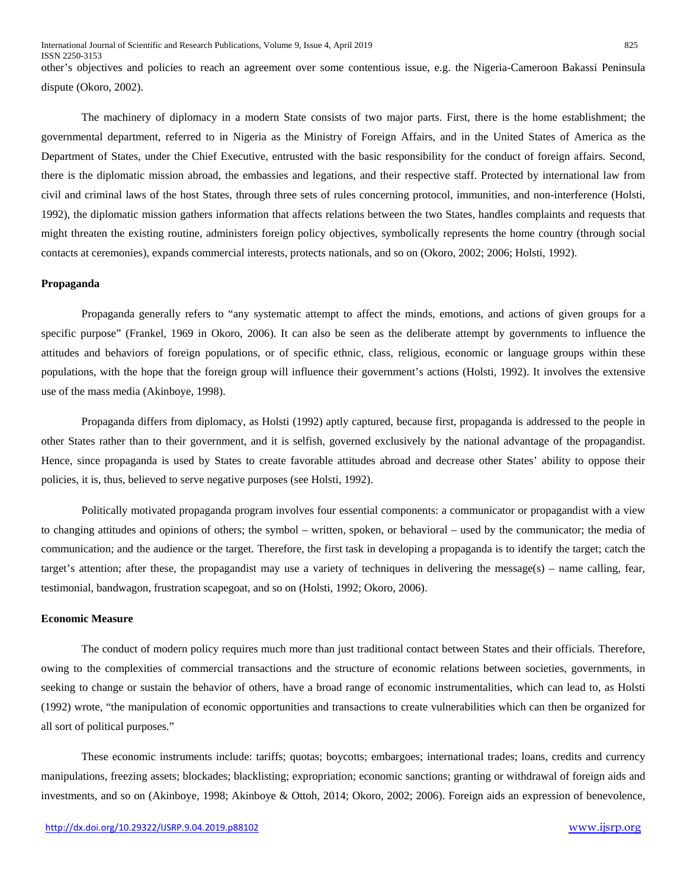other's objectives and policies to reach an agreement over some contentious issue, e.g. the Nigeria-Cameroon Bakassi Peninsula dispute (Okoro, 2002).

The machinery of diplomacy in a modern State consists of two major parts. First, there is the home establishment; the governmental department, referred to in Nigeria as the Ministry of Foreign Affairs, and in the United States of America as the Department of States, under the Chief Executive, entrusted with the basic responsibility for the conduct of foreign affairs. Second, there is the diplomatic mission abroad, the embassies and legations, and their respective staff. Protected by international law from civil and criminal laws of the host States, through three sets of rules concerning protocol, immunities, and non-interference (Holsti, 1992), the diplomatic mission gathers information that affects relations between the two States, handles complaints and requests that might threaten the existing routine, administers foreign policy objectives, symbolically represents the home country (through social contacts at ceremonies), expands commercial interests, protects nationals, and so on (Okoro, 2002; 2006; Holsti, 1992).

**Propaganda**

Propaganda generally refers to "any systematic attempt to affect the minds, emotions, and actions of given groups for a specific purpose" (Frankel, 1969 in Okoro, 2006). It can also be seen as the deliberate attempt by governments to influence the attitudes and behaviors of foreign populations, or of specific ethnic, class, religious, economic or language groups within these populations, with the hope that the foreign group will influence their government's actions (Holsti, 1992). It involves the extensive use of the mass media (Akinboye, 1998).

Propaganda differs from diplomacy, as Holsti (1992) aptly captured, because first, propaganda is addressed to the people in other States rather than to their government, and it is selfish, governed exclusively by the national advantage of the propagandist. Hence, since propaganda is used by States to create favorable attitudes abroad and decrease other States' ability to oppose their policies, it is, thus, believed to serve negative purposes (see Holsti, 1992).

Politically motivated propaganda program involves four essential components: a communicator or propagandist with a view to changing attitudes and opinions of others; the symbol – written, spoken, or behavioral – used by the communicator; the media of communication; and the audience or the target. Therefore, the first task in developing a propaganda is to identify the target; catch the target's attention; after these, the propagandist may use a variety of techniques in delivering the message(s) – name calling, fear, testimonial, bandwagon, frustration scapegoat, and so on (Holsti, 1992; Okoro, 2006).

**Economic Measure**

The conduct of modern policy requires much more than just traditional contact between States and their officials. Therefore, owing to the complexities of commercial transactions and the structure of economic relations between societies, governments, in seeking to change or sustain the behavior of others, have a broad range of economic instrumentalities, which can lead to, as Holsti (1992) wrote, "the manipulation of economic opportunities and transactions to create vulnerabilities which can then be organized for all sort of political purposes."

These economic instruments include: tariffs; quotas; boycotts; embargoes; international trades; loans, credits and currency manipulations, freezing assets; blockades; blacklisting; expropriation; economic sanctions; granting or withdrawal of foreign aids and investments, and so on (Akinboye, 1998; Akinboye & Ottoh, 2014; Okoro, 2002; 2006). Foreign aids an expression of benevolence,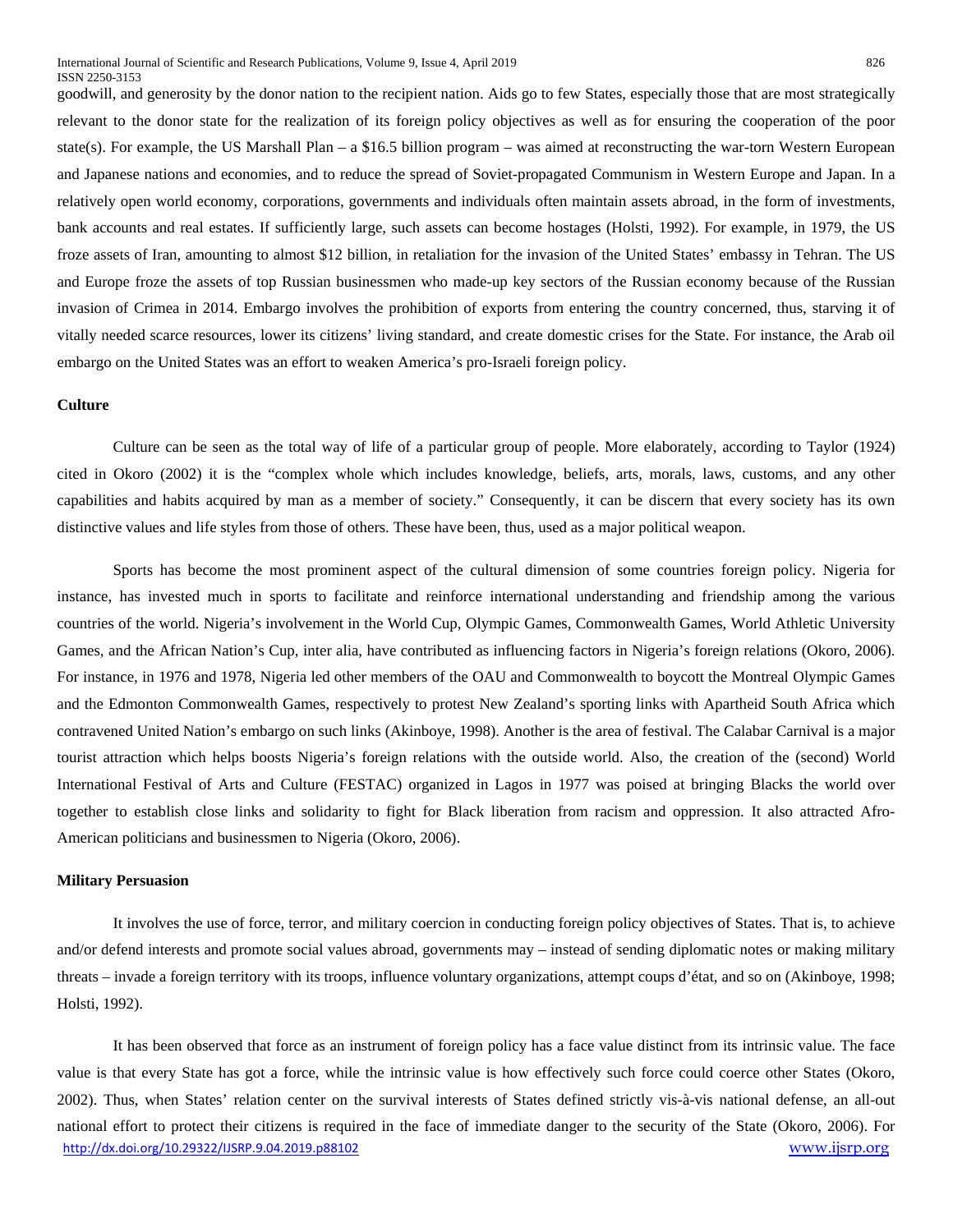goodwill, and generosity by the donor nation to the recipient nation. Aids go to few States, especially those that are most strategically relevant to the donor state for the realization of its foreign policy objectives as well as for ensuring the cooperation of the poor state(s). For example, the US Marshall Plan – a $16.5 billion program – was aimed at reconstructing the war-torn Western European and Japanese nations and economies, and to reduce the spread of Soviet-propagated Communism in Western Europe and Japan. In a relatively open world economy, corporations, governments and individuals often maintain assets abroad, in the form of investments, bank accounts and real estates. If sufficiently large, such assets can become hostages (Holsti, 1992). For example, in 1979, the US froze assets of Iran, amounting to almost $12 billion, in retaliation for the invasion of the United States' embassy in Tehran. The US and Europe froze the assets of top Russian businessmen who made-up key sectors of the Russian economy because of the Russian invasion of Crimea in 2014. Embargo involves the prohibition of exports from entering the country concerned, thus, starving it of vitally needed scarce resources, lower its citizens' living standard, and create domestic crises for the State. For instance, the Arab oil embargo on the United States was an effort to weaken America's pro-Israeli foreign policy.

### Culture

Culture can be seen as the total way of life of a particular group of people. More elaborately, according to Taylor (1924) cited in Okoro (2002) it is the "complex whole which includes knowledge, beliefs, arts, morals, laws, customs, and any other capabilities and habits acquired by man as a member of society." Consequently, it can be discern that every society has its own distinctive values and life styles from those of others. These have been, thus, used as a major political weapon.

Sports has become the most prominent aspect of the cultural dimension of some countries foreign policy. Nigeria for instance, has invested much in sports to facilitate and reinforce international understanding and friendship among the various countries of the world. Nigeria's involvement in the World Cup, Olympic Games, Commonwealth Games, World Athletic University Games, and the African Nation's Cup, inter alia, have contributed as influencing factors in Nigeria's foreign relations (Okoro, 2006). For instance, in 1976 and 1978, Nigeria led other members of the OAU and Commonwealth to boycott the Montreal Olympic Games and the Edmonton Commonwealth Games, respectively to protest New Zealand's sporting links with Apartheid South Africa which contravened United Nation's embargo on such links (Akinboye, 1998). Another is the area of festival. The Calabar Carnival is a major tourist attraction which helps boosts Nigeria's foreign relations with the outside world. Also, the creation of the (second) World International Festival of Arts and Culture (FESTAC) organized in Lagos in 1977 was poised at bringing Blacks the world over together to establish close links and solidarity to fight for Black liberation from racism and oppression. It also attracted Afro-American politicians and businessmen to Nigeria (Okoro, 2006).

### Military Persuasion

It involves the use of force, terror, and military coercion in conducting foreign policy objectives of States. That is, to achieve and/or defend interests and promote social values abroad, governments may – instead of sending diplomatic notes or making military threats – invade a foreign territory with its troops, influence voluntary organizations, attempt coups d'état, and so on (Akinboye, 1998; Holsti, 1992).

It has been observed that force as an instrument of foreign policy has a face value distinct from its intrinsic value. The face value is that every State has got a force, while the intrinsic value is how effectively such force could coerce other States (Okoro, 2002). Thus, when States' relation center on the survival interests of States defined strictly vis-à-vis national defense, an all-out national effort to protect their citizens is required in the face of immediate danger to the security of the State (Okoro, 2006). For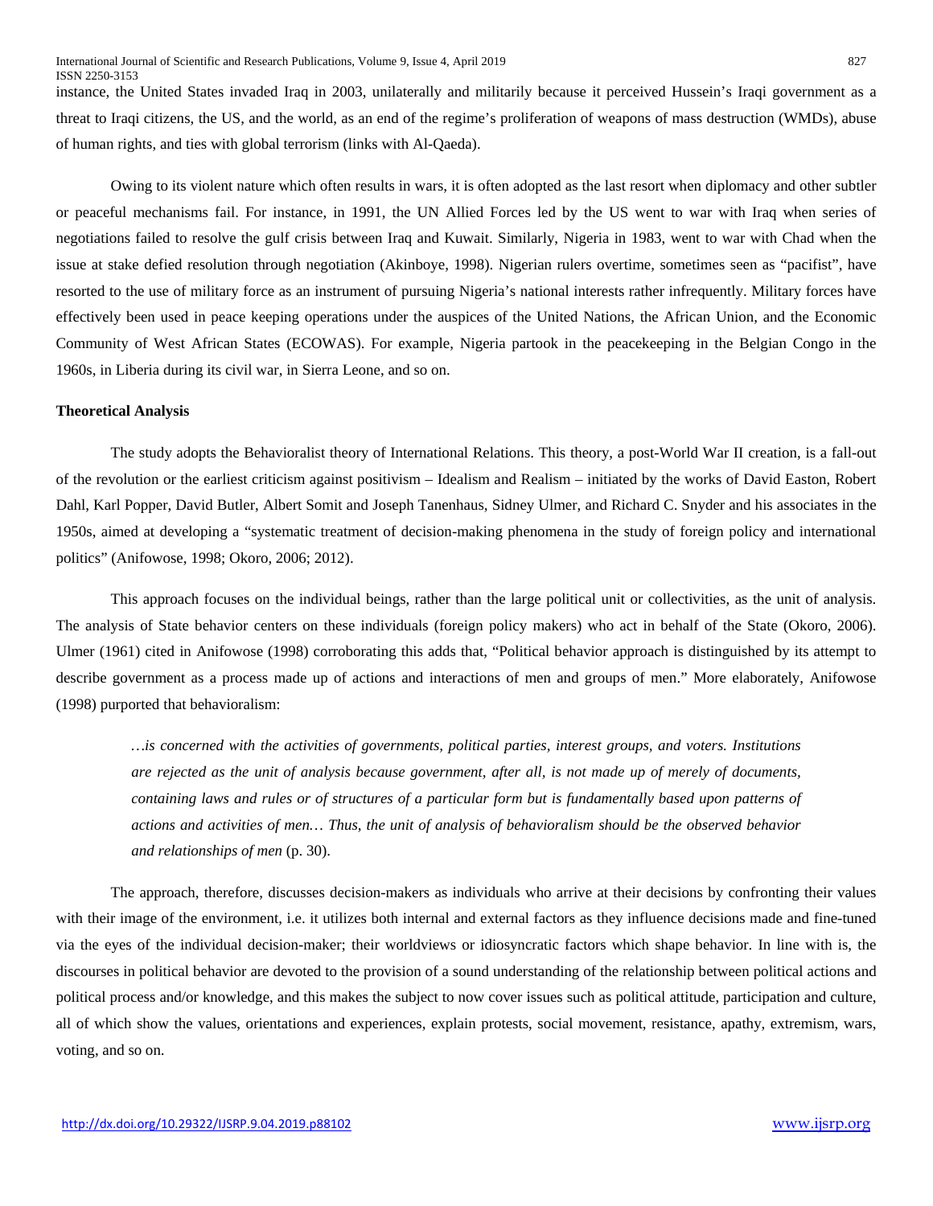instance, the United States invaded Iraq in 2003, unilaterally and militarily because it perceived Hussein's Iraqi government as a threat to Iraqi citizens, the US, and the world, as an end of the regime's proliferation of weapons of mass destruction (WMDs), abuse of human rights, and ties with global terrorism (links with Al-Qaeda).

Owing to its violent nature which often results in wars, it is often adopted as the last resort when diplomacy and other subtler or peaceful mechanisms fail. For instance, in 1991, the UN Allied Forces led by the US went to war with Iraq when series of negotiations failed to resolve the gulf crisis between Iraq and Kuwait. Similarly, Nigeria in 1983, went to war with Chad when the issue at stake defied resolution through negotiation (Akinboye, 1998). Nigerian rulers overtime, sometimes seen as "pacifist", have resorted to the use of military force as an instrument of pursuing Nigeria's national interests rather infrequently. Military forces have effectively been used in peace keeping operations under the auspices of the United Nations, the African Union, and the Economic Community of West African States (ECOWAS). For example, Nigeria partook in the peacekeeping in the Belgian Congo in the 1960s, in Liberia during its civil war, in Sierra Leone, and so on.

**Theoretical Analysis**

The study adopts the Behavioralist theory of International Relations. This theory, a post-World War II creation, is a fall-out of the revolution or the earliest criticism against positivism – Idealism and Realism – initiated by the works of David Easton, Robert Dahl, Karl Popper, David Butler, Albert Somit and Joseph Tanenhaus, Sidney Ulmer, and Richard C. Snyder and his associates in the 1950s, aimed at developing a "systematic treatment of decision-making phenomena in the study of foreign policy and international politics" (Anifowose, 1998; Okoro, 2006; 2012).

This approach focuses on the individual beings, rather than the large political unit or collectivities, as the unit of analysis. The analysis of State behavior centers on these individuals (foreign policy makers) who act in behalf of the State (Okoro, 2006). Ulmer (1961) cited in Anifowose (1998) corroborating this adds that, "Political behavior approach is distinguished by its attempt to describe government as a process made up of actions and interactions of men and groups of men." More elaborately, Anifowose (1998) purported that behavioralism:

> *…is concerned with the activities of governments, political parties, interest groups, and voters. Institutions are rejected as the unit of analysis because government, after all, is not made up of merely of documents, containing laws and rules or of structures of a particular form but is fundamentally based upon patterns of actions and activities of men… Thus, the unit of analysis of behavioralism should be the observed behavior and relationships of men* (p. 30).

The approach, therefore, discusses decision-makers as individuals who arrive at their decisions by confronting their values with their image of the environment, i.e. it utilizes both internal and external factors as they influence decisions made and fine-tuned via the eyes of the individual decision-maker; their worldviews or idiosyncratic factors which shape behavior. In line with is, the discourses in political behavior are devoted to the provision of a sound understanding of the relationship between political actions and political process and/or knowledge, and this makes the subject to now cover issues such as political attitude, participation and culture, all of which show the values, orientations and experiences, explain protests, social movement, resistance, apathy, extremism, wars, voting, and so on.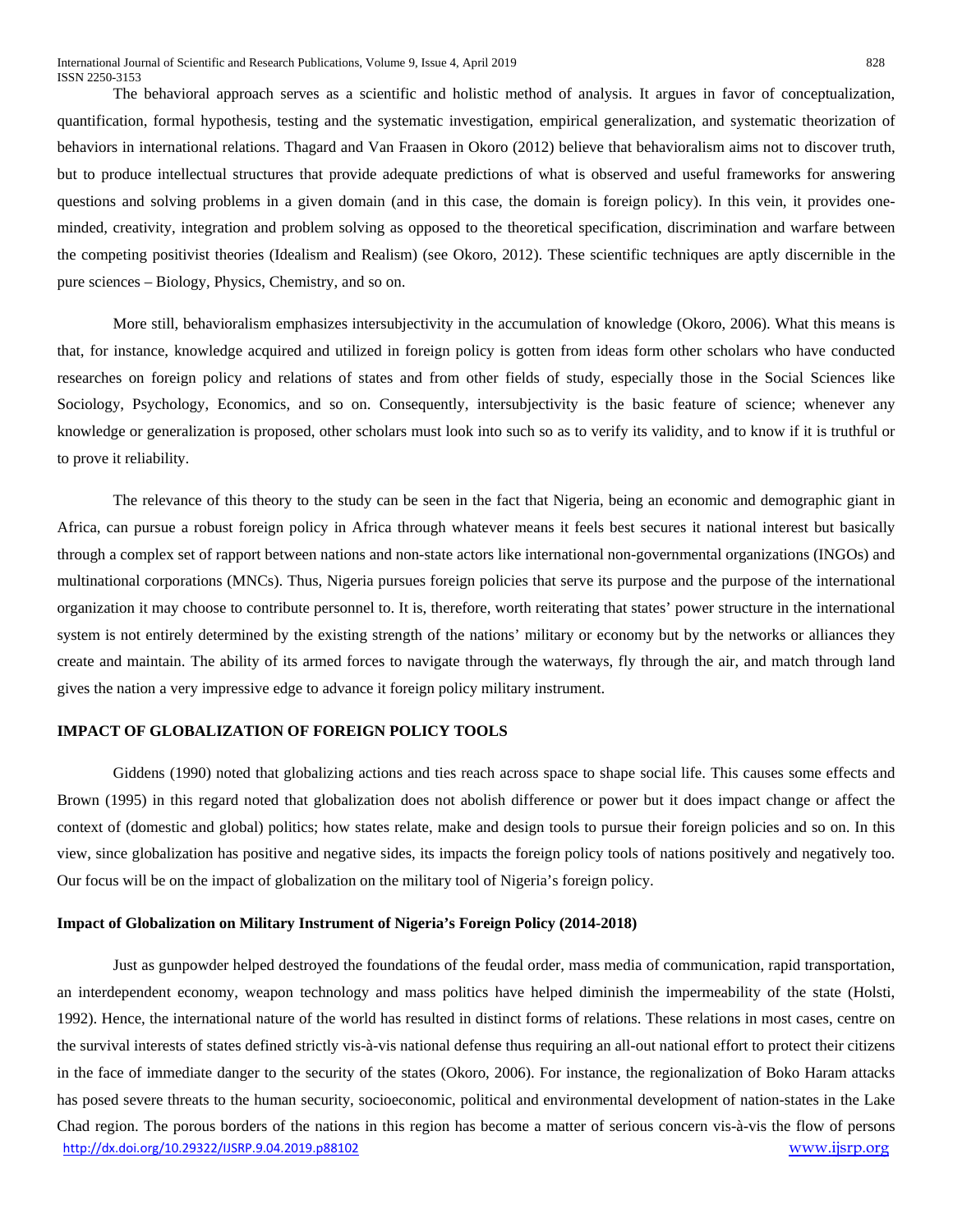The behavioral approach serves as a scientific and holistic method of analysis. It argues in favor of conceptualization, quantification, formal hypothesis, testing and the systematic investigation, empirical generalization, and systematic theorization of behaviors in international relations. Thagard and Van Fraasen in Okoro (2012) believe that behavioralism aims not to discover truth, but to produce intellectual structures that provide adequate predictions of what is observed and useful frameworks for answering questions and solving problems in a given domain (and in this case, the domain is foreign policy). In this vein, it provides one-minded, creativity, integration and problem solving as opposed to the theoretical specification, discrimination and warfare between the competing positivist theories (Idealism and Realism) (see Okoro, 2012). These scientific techniques are aptly discernible in the pure sciences – Biology, Physics, Chemistry, and so on.

More still, behavioralism emphasizes intersubjectivity in the accumulation of knowledge (Okoro, 2006). What this means is that, for instance, knowledge acquired and utilized in foreign policy is gotten from ideas form other scholars who have conducted researches on foreign policy and relations of states and from other fields of study, especially those in the Social Sciences like Sociology, Psychology, Economics, and so on. Consequently, intersubjectivity is the basic feature of science; whenever any knowledge or generalization is proposed, other scholars must look into such so as to verify its validity, and to know if it is truthful or to prove it reliability.

The relevance of this theory to the study can be seen in the fact that Nigeria, being an economic and demographic giant in Africa, can pursue a robust foreign policy in Africa through whatever means it feels best secures it national interest but basically through a complex set of rapport between nations and non-state actors like international non-governmental organizations (INGOs) and multinational corporations (MNCs). Thus, Nigeria pursues foreign policies that serve its purpose and the purpose of the international organization it may choose to contribute personnel to. It is, therefore, worth reiterating that states' power structure in the international system is not entirely determined by the existing strength of the nations' military or economy but by the networks or alliances they create and maintain. The ability of its armed forces to navigate through the waterways, fly through the air, and match through land gives the nation a very impressive edge to advance it foreign policy military instrument.

## IMPACT OF GLOBALIZATION OF FOREIGN POLICY TOOLS

Giddens (1990) noted that globalizing actions and ties reach across space to shape social life. This causes some effects and Brown (1995) in this regard noted that globalization does not abolish difference or power but it does impact change or affect the context of (domestic and global) politics; how states relate, make and design tools to pursue their foreign policies and so on. In this view, since globalization has positive and negative sides, its impacts the foreign policy tools of nations positively and negatively too. Our focus will be on the impact of globalization on the military tool of Nigeria's foreign policy.

### Impact of Globalization on Military Instrument of Nigeria's Foreign Policy (2014-2018)

Just as gunpowder helped destroyed the foundations of the feudal order, mass media of communication, rapid transportation, an interdependent economy, weapon technology and mass politics have helped diminish the impermeability of the state (Holsti, 1992). Hence, the international nature of the world has resulted in distinct forms of relations. These relations in most cases, centre on the survival interests of states defined strictly vis-à-vis national defense thus requiring an all-out national effort to protect their citizens in the face of immediate danger to the security of the states (Okoro, 2006). For instance, the regionalization of Boko Haram attacks has posed severe threats to the human security, socioeconomic, political and environmental development of nation-states in the Lake Chad region. The porous borders of the nations in this region has become a matter of serious concern vis-à-vis the flow of persons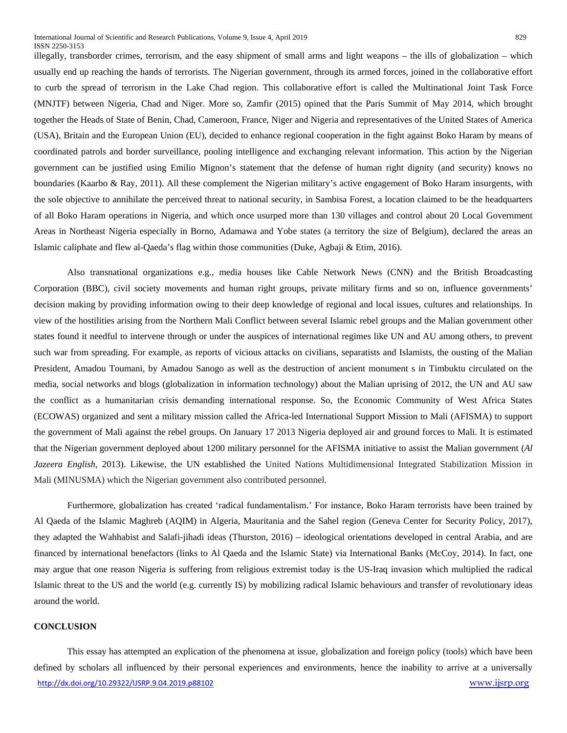illegally, transborder crimes, terrorism, and the easy shipment of small arms and light weapons – the ills of globalization – which usually end up reaching the hands of terrorists. The Nigerian government, through its armed forces, joined in the collaborative effort to curb the spread of terrorism in the Lake Chad region. This collaborative effort is called the Multinational Joint Task Force (MNJTF) between Nigeria, Chad and Niger. More so, Zamfir (2015) opined that the Paris Summit of May 2014, which brought together the Heads of State of Benin, Chad, Cameroon, France, Niger and Nigeria and representatives of the United States of America (USA), Britain and the European Union (EU), decided to enhance regional cooperation in the fight against Boko Haram by means of coordinated patrols and border surveillance, pooling intelligence and exchanging relevant information. This action by the Nigerian government can be justified using Emilio Mignon's statement that the defense of human right dignity (and security) knows no boundaries (Kaarbo & Ray, 2011). All these complement the Nigerian military's active engagement of Boko Haram insurgents, with the sole objective to annihilate the perceived threat to national security, in Sambisa Forest, a location claimed to be the headquarters of all Boko Haram operations in Nigeria, and which once usurped more than 130 villages and control about 20 Local Government Areas in Northeast Nigeria especially in Borno, Adamawa and Yobe states (a territory the size of Belgium), declared the areas an Islamic caliphate and flew al-Qaeda's flag within those communities (Duke, Agbaji & Etim, 2016).

Also transnational organizations e.g., media houses like Cable Network News (CNN) and the British Broadcasting Corporation (BBC), civil society movements and human right groups, private military firms and so on, influence governments' decision making by providing information owing to their deep knowledge of regional and local issues, cultures and relationships. In view of the hostilities arising from the Northern Mali Conflict between several Islamic rebel groups and the Malian government other states found it needful to intervene through or under the auspices of international regimes like UN and AU among others, to prevent such war from spreading. For example, as reports of vicious attacks on civilians, separatists and Islamists, the ousting of the Malian President, Amadou Toumani, by Amadou Sanogo as well as the destruction of ancient monument s in Timbuktu circulated on the media, social networks and blogs (globalization in information technology) about the Malian uprising of 2012, the UN and AU saw the conflict as a humanitarian crisis demanding international response. So, the Economic Community of West Africa States (ECOWAS) organized and sent a military mission called the Africa-led International Support Mission to Mali (AFISMA) to support the government of Mali against the rebel groups. On January 17 2013 Nigeria deployed air and ground forces to Mali. It is estimated that the Nigerian government deployed about 1200 military personnel for the AFISMA initiative to assist the Malian government (*Al Jazeera English*, 2013). Likewise, the UN established the United Nations Multidimensional Integrated Stabilization Mission in Mali (MINUSMA) which the Nigerian government also contributed personnel.

Furthermore, globalization has created 'radical fundamentalism.' For instance, Boko Haram terrorists have been trained by Al Qaeda of the Islamic Maghreb (AQIM) in Algeria, Mauritania and the Sahel region (Geneva Center for Security Policy, 2017), they adapted the Wahhabist and Salafi-jihadi ideas (Thurston, 2016) – ideological orientations developed in central Arabia, and are financed by international benefactors (links to Al Qaeda and the Islamic State) via International Banks (McCoy, 2014). In fact, one may argue that one reason Nigeria is suffering from religious extremist today is the US-Iraq invasion which multiplied the radical Islamic threat to the US and the world (e.g. currently IS) by mobilizing radical Islamic behaviours and transfer of revolutionary ideas around the world.

## CONCLUSION

This essay has attempted an explication of the phenomena at issue, globalization and foreign policy (tools) which have been defined by scholars all influenced by their personal experiences and environments, hence the inability to arrive at a universally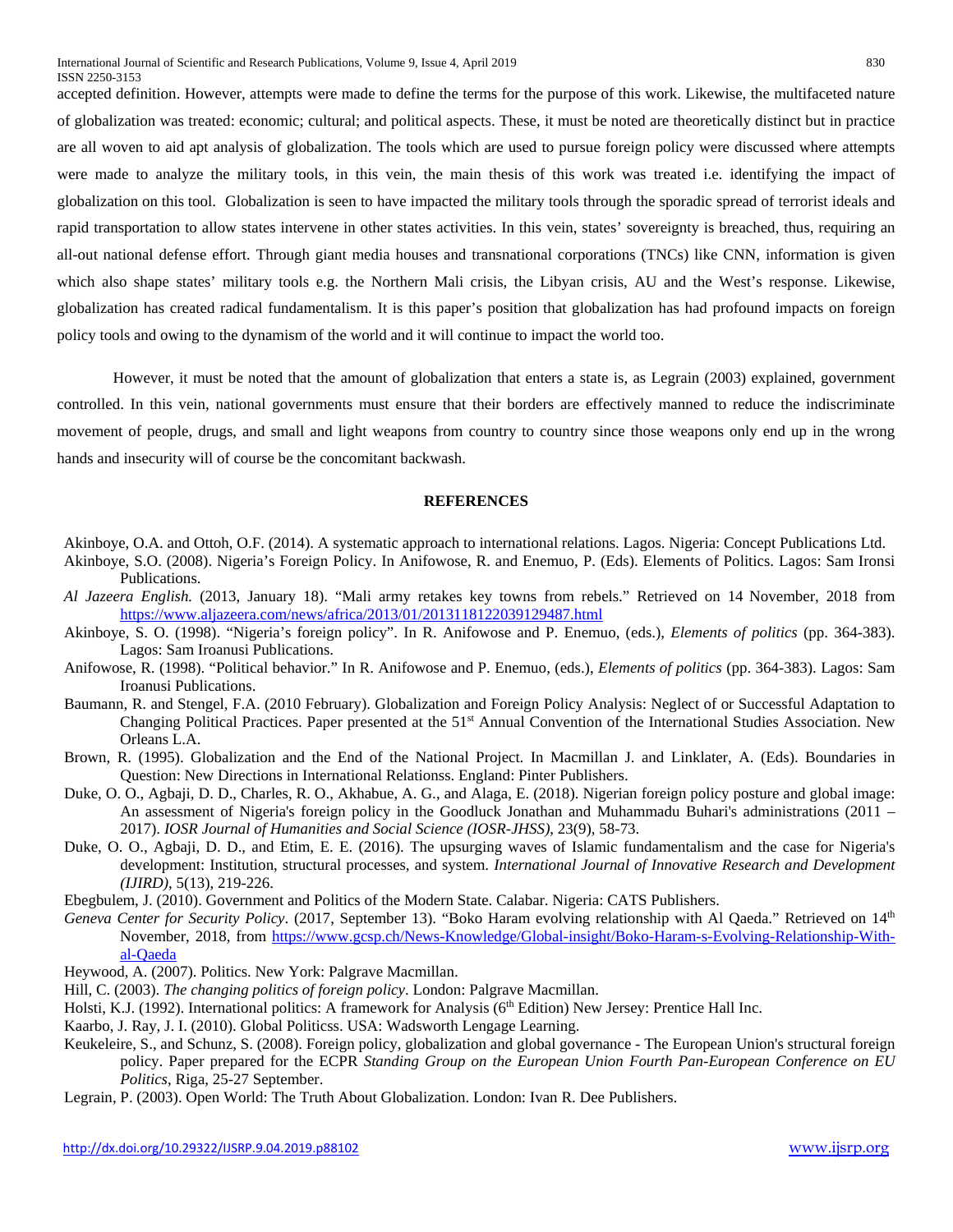accepted definition. However, attempts were made to define the terms for the purpose of this work. Likewise, the multifaceted nature of globalization was treated: economic; cultural; and political aspects. These, it must be noted are theoretically distinct but in practice are all woven to aid apt analysis of globalization. The tools which are used to pursue foreign policy were discussed where attempts were made to analyze the military tools, in this vein, the main thesis of this work was treated i.e. identifying the impact of globalization on this tool. Globalization is seen to have impacted the military tools through the sporadic spread of terrorist ideals and rapid transportation to allow states intervene in other states activities. In this vein, states' sovereignty is breached, thus, requiring an all-out national defense effort. Through giant media houses and transnational corporations (TNCs) like CNN, information is given which also shape states' military tools e.g. the Northern Mali crisis, the Libyan crisis, AU and the West's response. Likewise, globalization has created radical fundamentalism. It is this paper's position that globalization has had profound impacts on foreign policy tools and owing to the dynamism of the world and it will continue to impact the world too.

However, it must be noted that the amount of globalization that enters a state is, as Legrain (2003) explained, government controlled. In this vein, national governments must ensure that their borders are effectively manned to reduce the indiscriminate movement of people, drugs, and small and light weapons from country to country since those weapons only end up in the wrong hands and insecurity will of course be the concomitant backwash.

## REFERENCES

Akinboye, O.A. and Ottoh, O.F. (2014). A systematic approach to international relations. Lagos. Nigeria: Concept Publications Ltd.

Akinboye, S.O. (2008). Nigeria's Foreign Policy. In Anifowose, R. and Enemuo, P. (Eds). Elements of Politics. Lagos: Sam Ironsi Publications.

*Al Jazeera English.* (2013, January 18). "Mali army retakes key towns from rebels." Retrieved on 14 November, 2018 from https://www.aljazeera.com/news/africa/2013/01/2013118122039129487.html

Akinboye, S. O. (1998). "Nigeria's foreign policy". In R. Anifowose and P. Enemuo, (eds.), *Elements of politics* (pp. 364-383). Lagos: Sam Iroanusi Publications.

Anifowose, R. (1998). "Political behavior." In R. Anifowose and P. Enemuo, (eds.), *Elements of politics* (pp. 364-383). Lagos: Sam Iroanusi Publications.

Baumann, R. and Stengel, F.A. (2010 February). Globalization and Foreign Policy Analysis: Neglect of or Successful Adaptation to Changing Political Practices. Paper presented at the 51st Annual Convention of the International Studies Association. New Orleans L.A.

Brown, R. (1995). Globalization and the End of the National Project. In Macmillan J. and Linklater, A. (Eds). Boundaries in Question: New Directions in International Relationss. England: Pinter Publishers.

Duke, O. O., Agbaji, D. D., Charles, R. O., Akhabue, A. G., and Alaga, E. (2018). Nigerian foreign policy posture and global image: An assessment of Nigeria's foreign policy in the Goodluck Jonathan and Muhammadu Buhari's administrations (2011 – 2017). *IOSR Journal of Humanities and Social Science (IOSR-JHSS)*, 23(9), 58-73.

Duke, O. O., Agbaji, D. D., and Etim, E. E. (2016). The upsurging waves of Islamic fundamentalism and the case for Nigeria's development: Institution, structural processes, and system. *International Journal of Innovative Research and Development (IJIRD)*, 5(13), 219-226.

Ebegbulem, J. (2010). Government and Politics of the Modern State. Calabar. Nigeria: CATS Publishers.

*Geneva Center for Security Policy*. (2017, September 13). "Boko Haram evolving relationship with Al Qaeda." Retrieved on 14th November, 2018, from https://www.gcsp.ch/News-Knowledge/Global-insight/Boko-Haram-s-Evolving-Relationship-With-al-Qaeda

Heywood, A. (2007). Politics. New York: Palgrave Macmillan.

Hill, C. (2003). *The changing politics of foreign policy*. London: Palgrave Macmillan.

Holsti, K.J. (1992). International politics: A framework for Analysis (6th Edition) New Jersey: Prentice Hall Inc.

Kaarbo, J. Ray, J. I. (2010). Global Politicss. USA: Wadsworth Lengage Learning.

Keukeleire, S., and Schunz, S. (2008). Foreign policy, globalization and global governance - The European Union's structural foreign policy. Paper prepared for the ECPR *Standing Group on the European Union Fourth Pan-European Conference on EU Politics*, Riga, 25-27 September.

Legrain, P. (2003). Open World: The Truth About Globalization. London: Ivan R. Dee Publishers.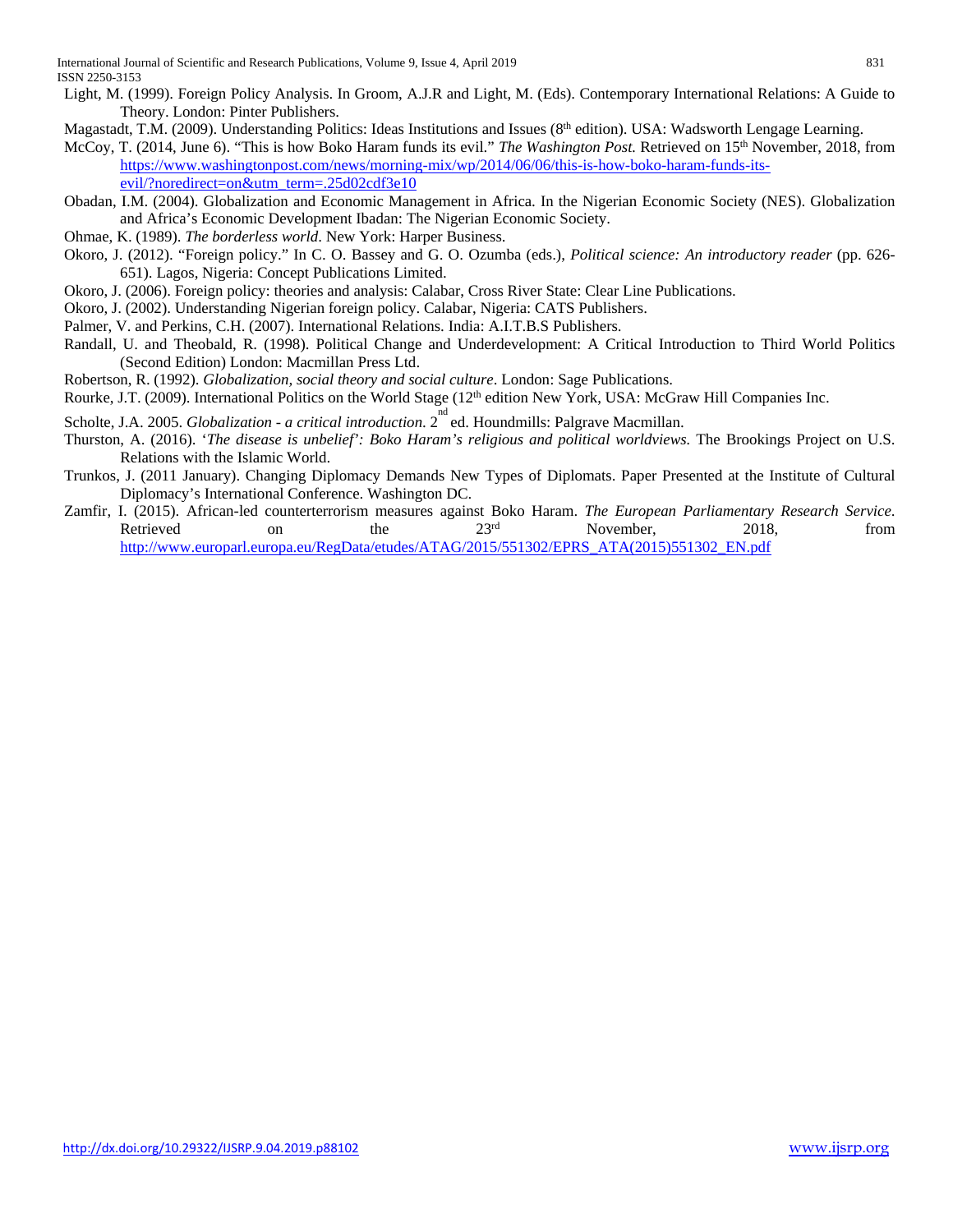Light, M. (1999). Foreign Policy Analysis. In Groom, A.J.R and Light, M. (Eds). Contemporary International Relations: A Guide to Theory. London: Pinter Publishers.

Magastadt, T.M. (2009). Understanding Politics: Ideas Institutions and Issues (8th edition). USA: Wadsworth Lengage Learning.

McCoy, T. (2014, June 6). "This is how Boko Haram funds its evil." *The Washington Post.* Retrieved on 15th November, 2018, from https://www.washingtonpost.com/news/morning-mix/wp/2014/06/06/this-is-how-boko-haram-funds-its-evil/?noredirect=on&utm_term=.25d02cdf3e10

Obadan, I.M. (2004). Globalization and Economic Management in Africa. In the Nigerian Economic Society (NES). Globalization and Africa's Economic Development Ibadan: The Nigerian Economic Society.

Ohmae, K. (1989). *The borderless world*. New York: Harper Business.

Okoro, J. (2012). "Foreign policy." In C. O. Bassey and G. O. Ozumba (eds.), *Political science: An introductory reader* (pp. 626-651). Lagos, Nigeria: Concept Publications Limited.

Okoro, J. (2006). Foreign policy: theories and analysis: Calabar, Cross River State: Clear Line Publications.

Okoro, J. (2002). Understanding Nigerian foreign policy. Calabar, Nigeria: CATS Publishers.

Palmer, V. and Perkins, C.H. (2007). International Relations. India: A.I.T.B.S Publishers.

Randall, U. and Theobald, R. (1998). Political Change and Underdevelopment: A Critical Introduction to Third World Politics (Second Edition) London: Macmillan Press Ltd.

Robertson, R. (1992). *Globalization, social theory and social culture*. London: Sage Publications.

Rourke, J.T. (2009). International Politics on the World Stage (12th edition New York, USA: McGraw Hill Companies Inc.

Scholte, J.A. 2005. *Globalization - a critical introduction*. 2nd ed. Houndmills: Palgrave Macmillan.

Thurston, A. (2016). '*The disease is unbelief': Boko Haram's religious and political worldviews.* The Brookings Project on U.S. Relations with the Islamic World.

Trunkos, J. (2011 January). Changing Diplomacy Demands New Types of Diplomats. Paper Presented at the Institute of Cultural Diplomacy's International Conference. Washington DC.

Zamfir, I. (2015). African-led counterterrorism measures against Boko Haram. *The European Parliamentary Research Service.* Retrieved on the 23rd November, 2018, from http://www.europarl.europa.eu/RegData/etudes/ATAG/2015/551302/EPRS_ATA(2015)551302_EN.pdf